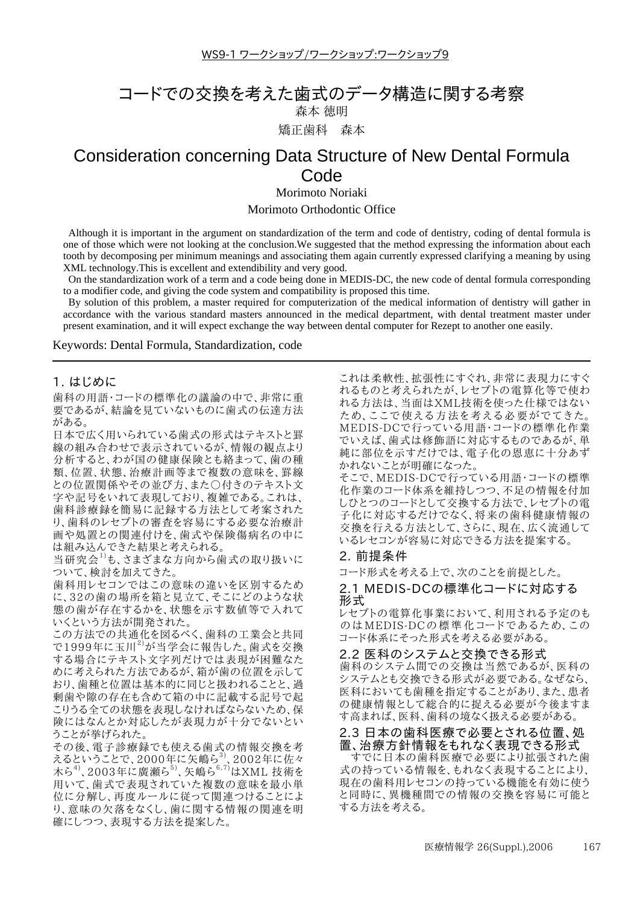WS9-1 ワークショップ/ワークショップ:ワークショップ9

# コードでの交換を考えた歯式のデータ構造に関する考察

森本 徳明

矯正歯科　森本

# Consideration concerning Data Structure of New Dental Formula Code

Morimoto Noriaki

Morimoto Orthodontic Office

Although it is important in the argument on standardization of the term and code of dentistry, coding of dental formula is one of those which were not looking at the conclusion.We suggested that the method expressing the information about each tooth by decomposing per minimum meanings and associating them again currently expressed clarifying a meaning by using XML technology.This is excellent and extendibility and very good.

On the standardization work of a term and a code being done in MEDIS-DC, the new code of dental formula corresponding to a modifier code, and giving the code system and compatibility is proposed this time.

By solution of this problem, a master required for computerization of the medical information of dentistry will gather in accordance with the various standard masters announced in the medical department, with dental treatment master under present examination, and it will expect exchange the way between dental computer for Rezept to another one easily.

Keywords: Dental Formula, Standardization, code

## 1. はじめに

歯科の用語・コードの標準化の議論の中で、非常に重要であるが、結論を見ていないものに歯式の伝達方法がある。

日本で広く用いられている歯式の形式はテキストと罫線の組み合わせで表示されているが、情報の観点より分析すると、わが国の健康保険とも絡まって、歯の種類、位置、状態、治療計画等まで複数の意味を、罫線との位置関係やその並び方、また○付きのテキスト文字や記号をいれて表現しており、複雑である。これは、歯科診療録を簡易に記録する方法として考案されたり、歯科のレセプトの審査を容易にする必要な治療計画や処置との関連付けを、歯式や保険傷病名の中には組み込んできた結果と考えられる。

当研究会[1]も、さまざまな方向から歯式の取り扱いについて、検討を加えてきた。

歯科用レセコンではこの意味の違いを区別するために、32の歯の場所を箱と見立て、そこにどのような状態の歯が存在するかを、状態を示す数値等で入れていくという方法が開発された。

この方法での共通化を図るべく、歯科の工業会と共同で1999年に玉川[2]が当学会に報告した。歯式を交換する場合にテキスト文字列だけでは表現が困難なために考えられた方法であるが、箱が歯の位置を示しており、歯種と位置は基本的に同じと扱われることと、過剰歯や隙の存在も含めて箱の中に記載する記号で起こりうる全ての状態を表現しなければならないため、保険にはなんとか対応したが表現力が十分でないということが挙げられた。

その後、電子診療録でも使える歯式の情報交換を考えるということで、2000年に矢嶋ら[3]、2002年に佐々木ら[4]、2003年に廣瀬ら[5]、矢嶋ら[6,7]はXML 技術を用いて、歯式で表現されていた複数の意味を最小単位に分解し、再度ルールに従って関連つけることにより、意味の欠落をなくし、歯に関する情報の関連を明確にしつつ、表現する方法を提案した。

これは柔軟性、拡張性にすぐれ、非常に表現力にすぐれるものと考えられたが、レセプトの電算化等で使われる方法は、当面はXML技術を使った仕様ではないため、ここで使える方法を考える必要がでてきた。

MEDIS-DCで行っている用語・コードの標準化作業でいえば、歯式は修飾語に対応するものであるが、単純に部位を示すだけでは、電子化の恩恵に十分あずかれないことが明確になった。

そこで、MEDIS-DCで行っている用語・コードの標準化作業のコード体系を維持しつつ、不足の情報を付加しひとつのコードとして交換する方法で、レセプトの電子化に対応するだけでなく、将来の歯科健康情報の交換を行える方法として、さらに、現在、広く流通しているレセコンが容易に対応できる方法を提案する。

## 2. 前提条件

コード形式を考える上で、次のことを前提とした。

### 2.1 MEDIS-DCの標準化コードに対応する形式

レセプトの電算化事業において、利用される予定のものはMEDIS-DCの標準化コードであるため、このコード体系にそった形式を考える必要がある。

### 2.2 医科のシステムと交換できる形式

歯科のシステム間での交換は当然であるが、医科のシステムとも交換できる形式が必要である。なぜなら、医科においても歯種を指定することがあり、また、患者の健康情報として総合的に捉える必要が今後ますます高まれば、医科、歯科の境なく扱える必要がある。

### 2.3 日本の歯科医療で必要とされる位置、処置、治療方針情報をもれなく表現できる形式

すでに日本の歯科医療で必要により拡張された歯式の持っている情報を、もれなく表現することにより、現在の歯科用レセコンの持っている機能を有効に使うと同時に、異機種間での情報の交換を容易に可能とする方法を考える。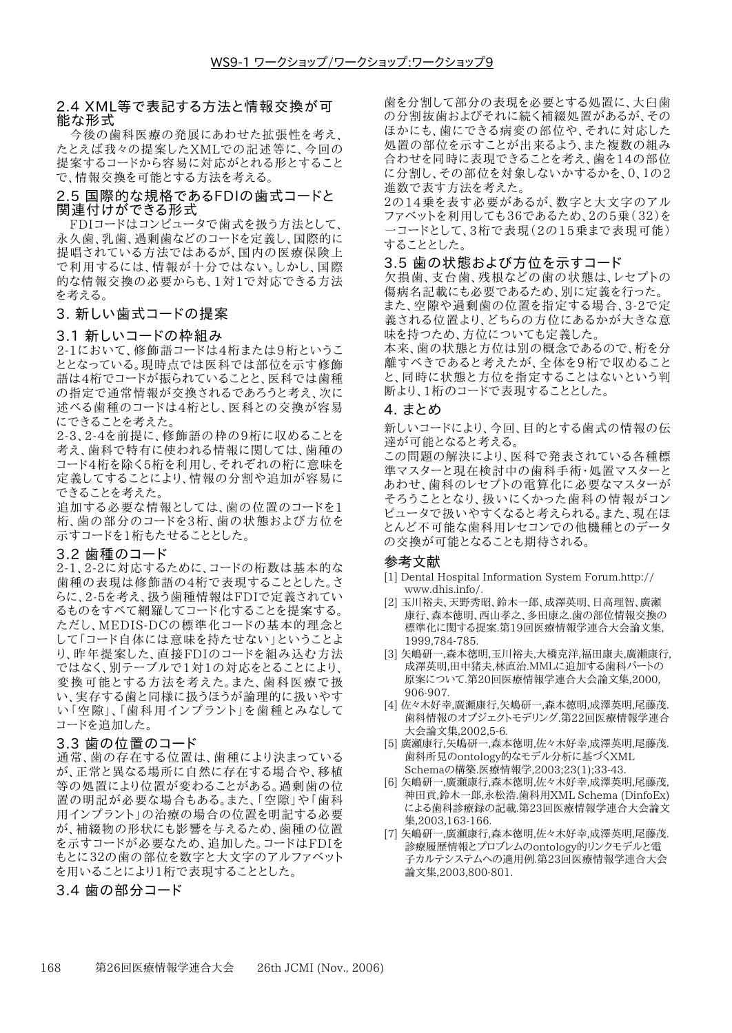### 2.4 XML等で表記する方法と情報交換が可能な形式

今後の歯科医療の発展にあわせた拡張性を考え、たとえば我々の提案したXMLでの記述等に、今回の提案するコードから容易に対応がとれる形とすることで、情報交換を可能とする方法を考える。

### 2.5 国際的な規格であるFDIの歯式コードと関連付けができる形式

FDIコードはコンピュータで歯式を扱う方法として、永久歯、乳歯、過剰歯などのコードを定義し、国際的に提唱されている方法ではあるが、国内の医療保険上で利用するには、情報が十分ではない。しかし、国際的な情報交換の必要からも、1対1で対応できる方法を考える。

## 3. 新しい歯式コードの提案

### 3.1 新しいコードの枠組み

2-1において、修飾語コードは4桁または9桁ということとなっている。現時点では医科では部位を示す修飾語は4桁でコードが振られていることと、医科では歯種の指定で通常情報が交換されるであろうと考え、次に述べる歯種のコードは4桁とし、医科との交換が容易にできることを考えた。

2-3、2-4を前提に、修飾語の枠の9桁に収めることを考え、歯科で特有に使われる情報に関しては、歯種のコード4桁を除く5桁を利用し、それぞれの桁に意味を定義してすることにより、情報の分割や追加が容易にできることを考えた。

追加する必要な情報としては、歯の位置のコードを1桁、歯の部分のコードを3桁、歯の状態および方位を示すコードを1桁もたせることとした。

### 3.2 歯種のコード

2-1、2-2に対応するために、コードの桁数は基本的な歯種の表現は修飾語の4桁で表現することとした。さらに、2-5を考え、扱う歯種情報はFDIで定義されているものをすべて網羅してコード化することを提案する。ただし、MEDIS-DCの標準化コードの基本的理念として「コード自体には意味を持たせない」ということより、昨年提案した、直接FDIのコードを組み込む方法ではなく、別テーブルで1対1の対応をとることにより、変換可能とする方法を考えた。また、歯科医療で扱い、実存する歯と同様に扱うほうが論理的に扱いやすい「空隙」、「歯科用インプラント」を歯種とみなしてコードを追加した。

### 3.3 歯の位置のコード

通常、歯の存在する位置は、歯種により決まっているが、正常と異なる場所に自然に存在する場合や、移植等の処置により位置が変わることがある。過剰歯の位置の明記が必要な場合もある。また、「空隙」や「歯科用インプラント」の治療の場合の位置を明記する必要が、補綴物の形状にも影響を与えるため、歯種の位置を示すコードが必要なため、追加した。コードはFDIをもとに32の歯の部位を数字と大文字のアルファベットを用いることにより1桁で表現することとした。

### 3.4 歯の部分コード

歯を分割して部分の表現を必要とする処置に、大臼歯の分割抜歯およびそれに続く補綴処置があるが、そのほかにも、歯にできる病変の部位や、それに対応した処置の部位を示すことが出来るよう、また複数の組み合わせを同時に表現できることを考え、歯を14の部位に分割し、その部位を対象しないかするかを、0、1の2進数で表す方法を考えた。

2の14乗を表す必要があるが、数字と大文字のアルファベットを利用しても36であるため、2の5乗（32）を一コードとして、3桁で表現（2の15乗まで表現可能）することとした。

### 3.5 歯の状態および方位を示すコード

欠損歯、支台歯、残根などの歯の状態は、レセプトの傷病名記載にも必要であるため、別に定義を行った。

また、空隙や過剰歯の位置を指定する場合、3-2で定義される位置より、どちらの方位にあるかが大きな意味を持つため、方位についても定義した。

本来、歯の状態と方位は別の概念であるので、桁を分離すべきであると考えたが、全体を9桁で収めることと、同時に状態と方位を指定することはないという判断より、1桁のコードで表現することとした。

## 4. まとめ

新しいコードにより、今回、目的とする歯式の情報の伝達が可能となると考える。

この問題の解決により、医科で発表されている各種標準マスターと現在検討中の歯科手術・処置マスターとあわせ、歯科のレセプトの電算化に必要なマスターがそろうこととなり、扱いにくかった歯科の情報がコンピュータで扱いやすくなると考えられる。また、現在ほとんど不可能な歯科用レセコンでの他機種とのデータの交換が可能となることも期待される。

## 参考文献

[1] Dental Hospital Information System Forum.http://www.dhis.info/.

[2] 玉川裕夫、天野秀昭、鈴木一郎、成澤英明、日高理智、廣瀬康行、森本徳明、西山孝之、多田康之.歯の部位情報交換の標準化に関する提案.第19回医療情報学連合大会論文集, 1999,784-785.

[3] 矢嶋研一,森本徳明,玉川裕夫,大橋克洋,福田康夫,廣瀬康行,成澤英明,田中猪夫,林直治.MMLに追加する歯科パートの原案について.第20回医療情報学連合大会論文集,2000, 906-907.

[4] 佐々木好幸,廣瀬康行,矢嶋研一,森本徳明,成澤英明,尾藤茂.歯科情報のオブジェクトモデリング.第22回医療情報学連合大会論文集,2002,5-6.

[5] 廣瀬康行,矢嶋研一,森本徳明,佐々木好幸,成澤英明,尾藤茂.歯科所見のontology的なモデル分析に基づくXML Schemaの構築.医療情報学,2003;23(1);33-43.

[6] 矢嶋研一,廣瀬康行,森本徳明,佐々木好幸,成澤英明,尾藤茂,神田貢,鈴木一郎,永松浩.歯科用XML Schema (DinfoEx)による歯科診療録の記載.第23回医療情報学連合大会論文集,2003,163-166.

[7] 矢嶋研一,廣瀬康行,森本徳明,佐々木好幸,成澤英明,尾藤茂.診療履歴情報とプロブレムのontology的リンクモデルと電子カルテシステムへの適用例.第23回医療情報学連合大会論文集,2003,800-801.